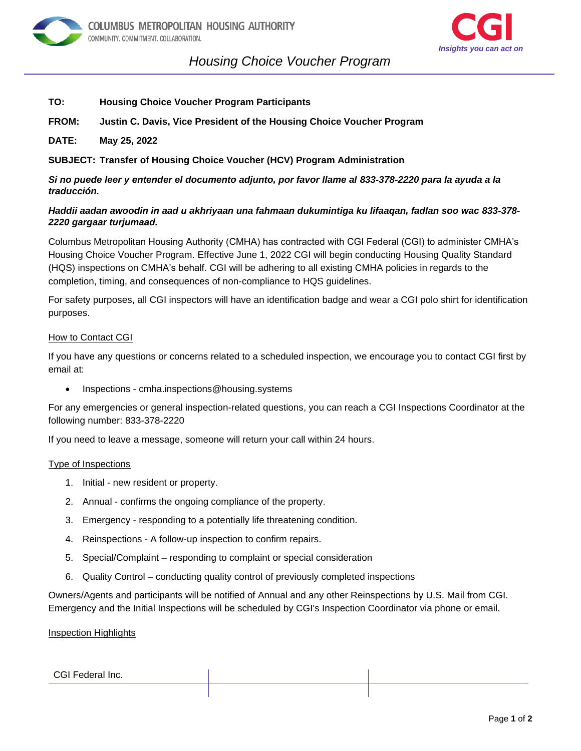COLUMBUS METROPOLITAN HOUSING AUTHORITY
COMMUNITY. COMMITMENT. COLLABORATION.

CGI
*Insights you can act on*

# *Housing Choice Voucher Program*

**TO:** **Housing Choice Voucher Program Participants**

**FROM:** **Justin C. Davis, Vice President of the Housing Choice Voucher Program**

**DATE:** **May 25, 2022**

**SUBJECT: Transfer of Housing Choice Voucher (HCV) Program Administration**

***Si no puede leer y entender el documento adjunto, por favor llame al 833-378-2220 para la ayuda a la traducción.***

***Haddii aadan awoodin in aad u akhriyaan una fahmaan dukumintiga ku lifaaqan, fadlan soo wac 833-378-2220 gargaar turjumaad.***

Columbus Metropolitan Housing Authority (CMHA) has contracted with CGI Federal (CGI) to administer CMHA's Housing Choice Voucher Program. Effective June 1, 2022 CGI will begin conducting Housing Quality Standard (HQS) inspections on CMHA's behalf. CGI will be adhering to all existing CMHA policies in regards to the completion, timing, and consequences of non-compliance to HQS guidelines.

For safety purposes, all CGI inspectors will have an identification badge and wear a CGI polo shirt for identification purposes.

<u>How to Contact CGI</u>

If you have any questions or concerns related to a scheduled inspection, we encourage you to contact CGI first by email at:

- Inspections - cmha.inspections@housing.systems

For any emergencies or general inspection-related questions, you can reach a CGI Inspections Coordinator at the following number: 833-378-2220

If you need to leave a message, someone will return your call within 24 hours.

<u>Type of Inspections</u>

1. Initial - new resident or property.
2. Annual - confirms the ongoing compliance of the property.
3. Emergency - responding to a potentially life threatening condition.
4. Reinspections - A follow-up inspection to confirm repairs.
5. Special/Complaint – responding to complaint or special consideration
6. Quality Control – conducting quality control of previously completed inspections

Owners/Agents and participants will be notified of Annual and any other Reinspections by U.S. Mail from CGI. Emergency and the Initial Inspections will be scheduled by CGI's Inspection Coordinator via phone or email.

<u>Inspection Highlights</u>

CGI Federal Inc.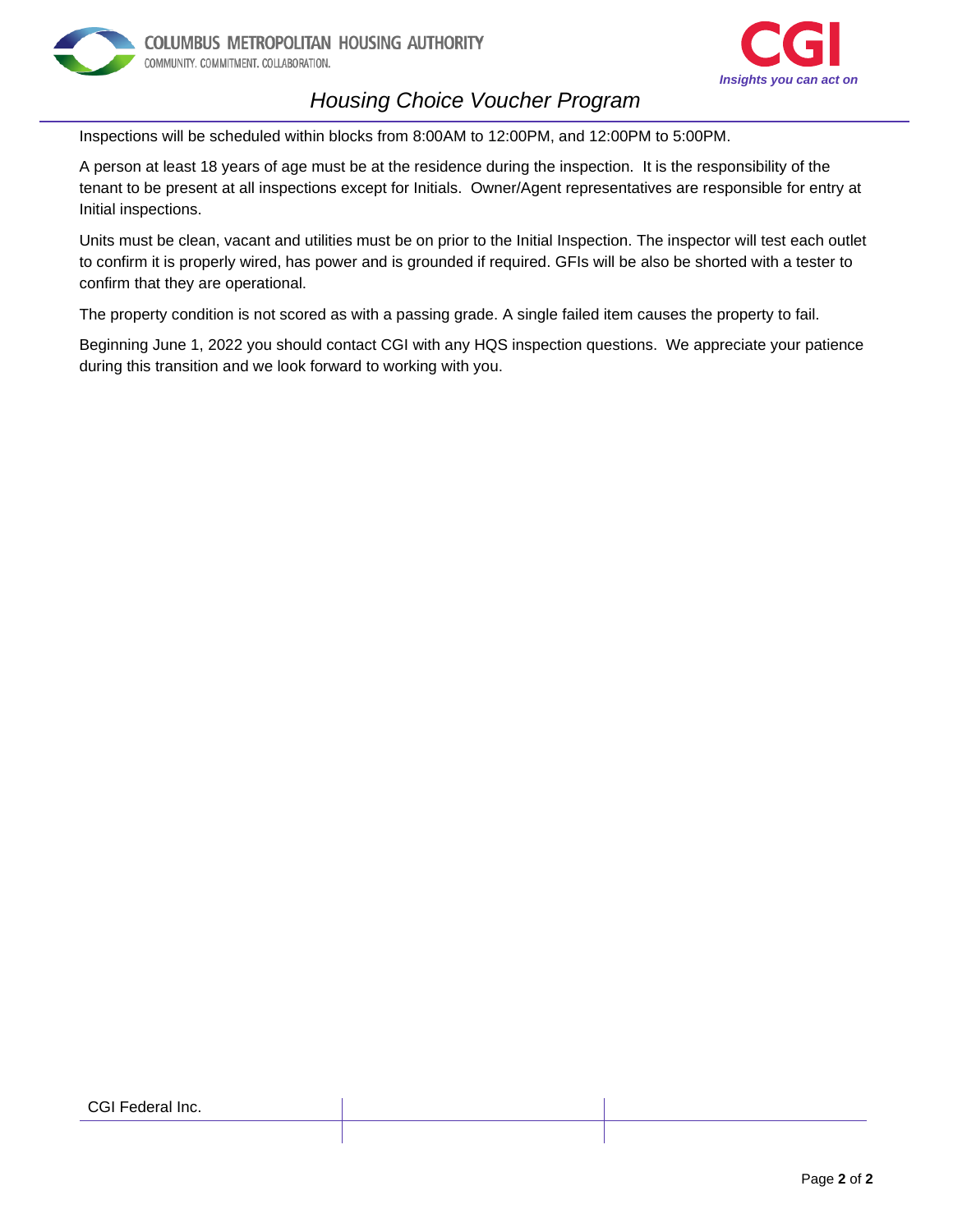Inspections will be scheduled within blocks from 8:00AM to 12:00PM, and 12:00PM to 5:00PM.

A person at least 18 years of age must be at the residence during the inspection. It is the responsibility of the tenant to be present at all inspections except for Initials. Owner/Agent representatives are responsible for entry at Initial inspections.

Units must be clean, vacant and utilities must be on prior to the Initial Inspection. The inspector will test each outlet to confirm it is properly wired, has power and is grounded if required. GFIs will be also be shorted with a tester to confirm that they are operational.

The property condition is not scored as with a passing grade. A single failed item causes the property to fail.

Beginning June 1, 2022 you should contact CGI with any HQS inspection questions. We appreciate your patience during this transition and we look forward to working with you.